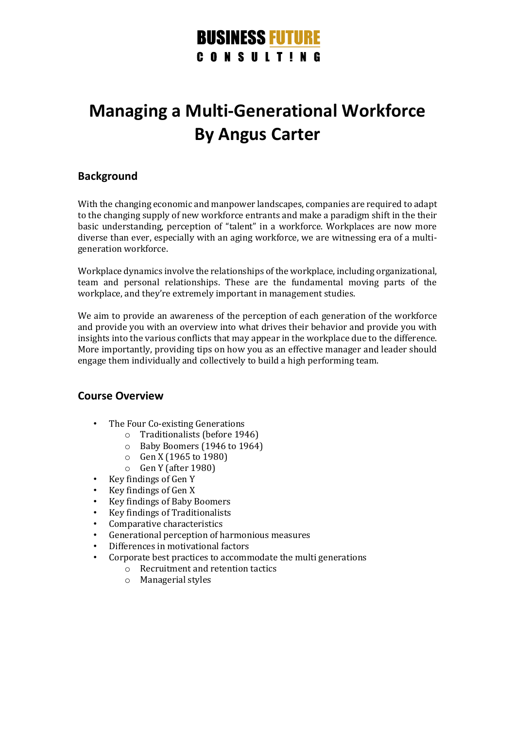**BUSINESS FUTURE**
**CONSULT!NG**

# Managing a Multi-Generational Workforce By Angus Carter

## Background

With the changing economic and manpower landscapes, companies are required to adapt to the changing supply of new workforce entrants and make a paradigm shift in the their basic understanding, perception of "talent" in a workforce. Workplaces are now more diverse than ever, especially with an aging workforce, we are witnessing era of a multi-generation workforce.

Workplace dynamics involve the relationships of the workplace, including organizational, team and personal relationships. These are the fundamental moving parts of the workplace, and they're extremely important in management studies.

We aim to provide an awareness of the perception of each generation of the workforce and provide you with an overview into what drives their behavior and provide you with insights into the various conflicts that may appear in the workplace due to the difference. More importantly, providing tips on how you as an effective manager and leader should engage them individually and collectively to build a high performing team.

## Course Overview

- The Four Co-existing Generations
  - Traditionalists (before 1946)
  - Baby Boomers (1946 to 1964)
  - Gen X (1965 to 1980)
  - Gen Y (after 1980)
- Key findings of Gen Y
- Key findings of Gen X
- Key findings of Baby Boomers
- Key findings of Traditionalists
- Comparative characteristics
- Generational perception of harmonious measures
- Differences in motivational factors
- Corporate best practices to accommodate the multi generations
  - Recruitment and retention tactics
  - Managerial styles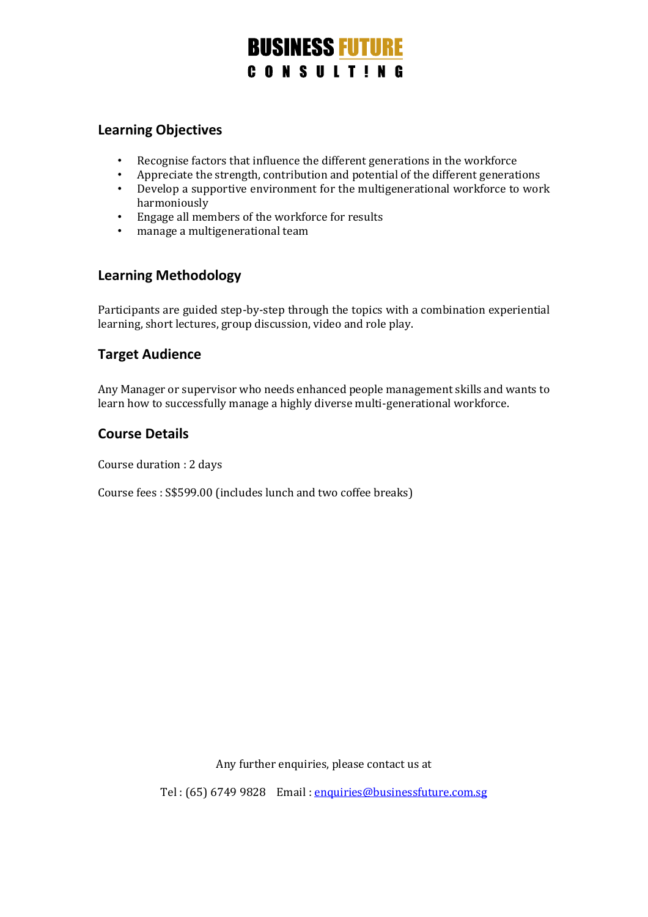# BUSINESS FUTURE CONSULT!NG

## Learning Objectives

- Recognise factors that influence the different generations in the workforce
- Appreciate the strength, contribution and potential of the different generations
- Develop a supportive environment for the multigenerational workforce to work harmoniously
- Engage all members of the workforce for results
- manage a multigenerational team

## Learning Methodology

Participants are guided step-by-step through the topics with a combination experiential learning, short lectures, group discussion, video and role play.

## Target Audience

Any Manager or supervisor who needs enhanced people management skills and wants to learn how to successfully manage a highly diverse multi-generational workforce.

## Course Details

Course duration : 2 days

Course fees : S$599.00 (includes lunch and two coffee breaks)

Any further enquiries, please contact us at

Tel : (65) 6749 9828 Email : enquiries@businessfuture.com.sg